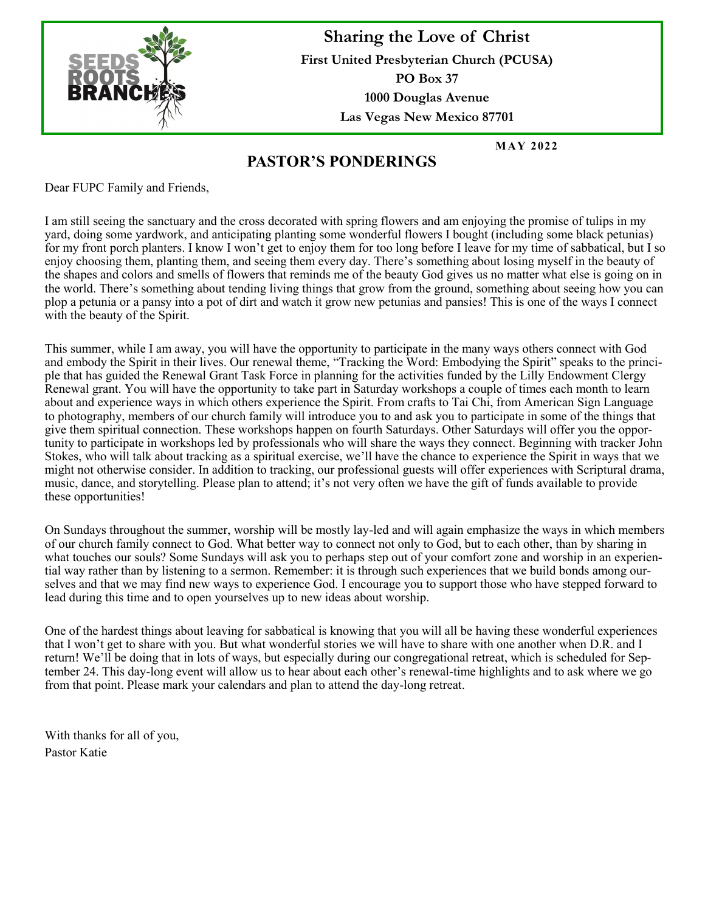SEEDS ROOTS BRANCHES

**Sharing the Love of Christ**

**First United Presbyterian Church (PCUSA)**

**PO Box 37**

**1000 Douglas Avenue**

**Las Vegas New Mexico 87701**

**MAY 2022**

# PASTOR'S PONDERINGS

Dear FUPC Family and Friends,

I am still seeing the sanctuary and the cross decorated with spring flowers and am enjoying the promise of tulips in my yard, doing some yardwork, and anticipating planting some wonderful flowers I bought (including some black petunias) for my front porch planters. I know I won't get to enjoy them for too long before I leave for my time of sabbatical, but I so enjoy choosing them, planting them, and seeing them every day. There's something about losing myself in the beauty of the shapes and colors and smells of flowers that reminds me of the beauty God gives us no matter what else is going on in the world. There's something about tending living things that grow from the ground, something about seeing how you can plop a petunia or a pansy into a pot of dirt and watch it grow new petunias and pansies! This is one of the ways I connect with the beauty of the Spirit.

This summer, while I am away, you will have the opportunity to participate in the many ways others connect with God and embody the Spirit in their lives. Our renewal theme, "Tracking the Word: Embodying the Spirit" speaks to the principle that has guided the Renewal Grant Task Force in planning for the activities funded by the Lilly Endowment Clergy Renewal grant. You will have the opportunity to take part in Saturday workshops a couple of times each month to learn about and experience ways in which others experience the Spirit. From crafts to Tai Chi, from American Sign Language to photography, members of our church family will introduce you to and ask you to participate in some of the things that give them spiritual connection. These workshops happen on fourth Saturdays. Other Saturdays will offer you the opportunity to participate in workshops led by professionals who will share the ways they connect. Beginning with tracker John Stokes, who will talk about tracking as a spiritual exercise, we'll have the chance to experience the Spirit in ways that we might not otherwise consider. In addition to tracking, our professional guests will offer experiences with Scriptural drama, music, dance, and storytelling. Please plan to attend; it's not very often we have the gift of funds available to provide these opportunities!

On Sundays throughout the summer, worship will be mostly lay-led and will again emphasize the ways in which members of our church family connect to God. What better way to connect not only to God, but to each other, than by sharing in what touches our souls? Some Sundays will ask you to perhaps step out of your comfort zone and worship in an experiential way rather than by listening to a sermon. Remember: it is through such experiences that we build bonds among ourselves and that we may find new ways to experience God. I encourage you to support those who have stepped forward to lead during this time and to open yourselves up to new ideas about worship.

One of the hardest things about leaving for sabbatical is knowing that you will all be having these wonderful experiences that I won't get to share with you. But what wonderful stories we will have to share with one another when D.R. and I return! We'll be doing that in lots of ways, but especially during our congregational retreat, which is scheduled for September 24. This day-long event will allow us to hear about each other's renewal-time highlights and to ask where we go from that point. Please mark your calendars and plan to attend the day-long retreat.

With thanks for all of you,
Pastor Katie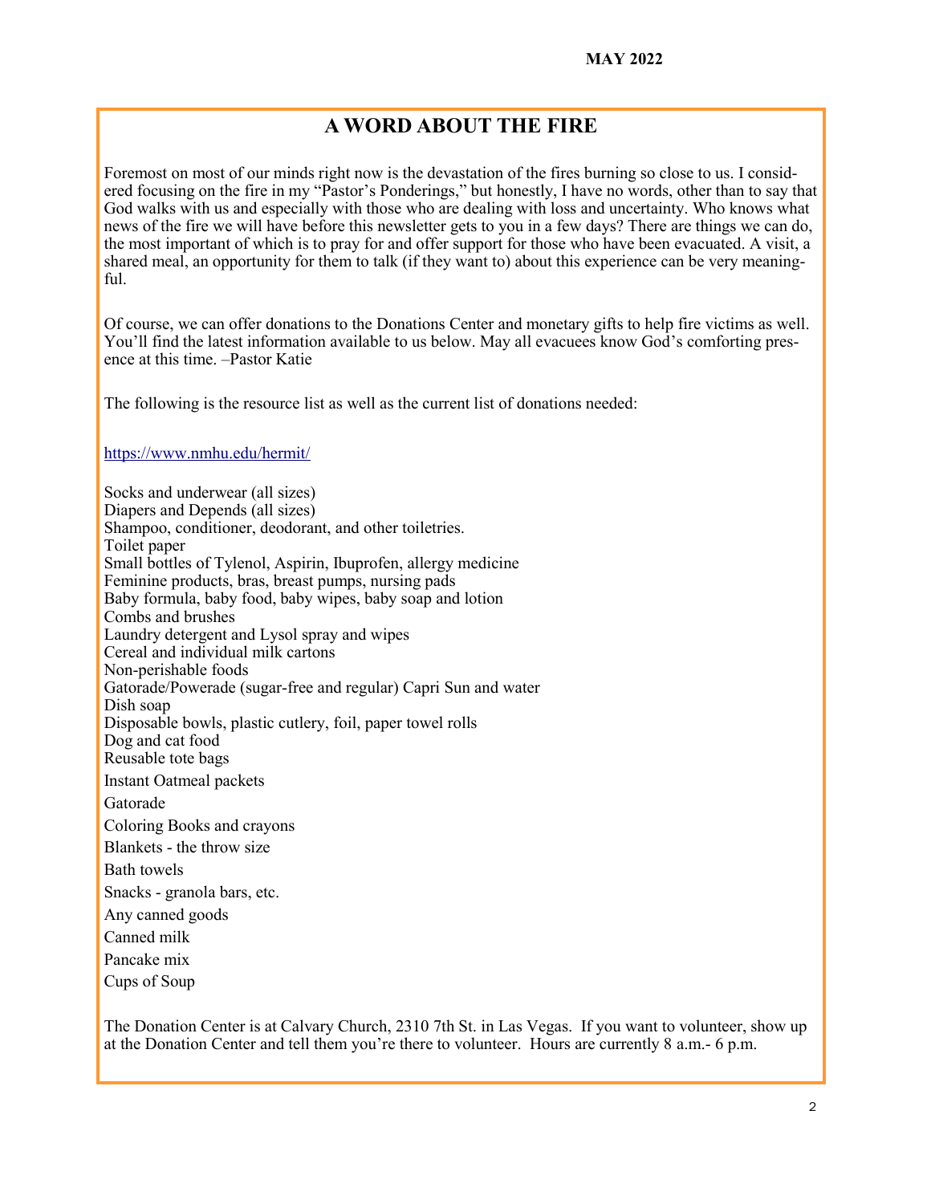# A WORD ABOUT THE FIRE

Foremost on most of our minds right now is the devastation of the fires burning so close to us. I considered focusing on the fire in my "Pastor's Ponderings," but honestly, I have no words, other than to say that God walks with us and especially with those who are dealing with loss and uncertainty. Who knows what news of the fire we will have before this newsletter gets to you in a few days? There are things we can do, the most important of which is to pray for and offer support for those who have been evacuated. A visit, a shared meal, an opportunity for them to talk (if they want to) about this experience can be very meaningful.

Of course, we can offer donations to the Donations Center and monetary gifts to help fire victims as well. You'll find the latest information available to us below. May all evacuees know God's comforting presence at this time. –Pastor Katie

The following is the resource list as well as the current list of donations needed:

https://www.nmhu.edu/hermit/

Socks and underwear (all sizes)
Diapers and Depends (all sizes)
Shampoo, conditioner, deodorant, and other toiletries.
Toilet paper
Small bottles of Tylenol, Aspirin, Ibuprofen, allergy medicine
Feminine products, bras, breast pumps, nursing pads
Baby formula, baby food, baby wipes, baby soap and lotion
Combs and brushes
Laundry detergent and Lysol spray and wipes
Cereal and individual milk cartons
Non-perishable foods
Gatorade/Powerade (sugar-free and regular) Capri Sun and water
Dish soap
Disposable bowls, plastic cutlery, foil, paper towel rolls
Dog and cat food
Reusable tote bags
Instant Oatmeal packets
Gatorade
Coloring Books and crayons
Blankets - the throw size
Bath towels
Snacks - granola bars, etc.
Any canned goods
Canned milk
Pancake mix
Cups of Soup

The Donation Center is at Calvary Church, 2310 7th St. in Las Vegas. If you want to volunteer, show up at the Donation Center and tell them you're there to volunteer. Hours are currently 8 a.m.- 6 p.m.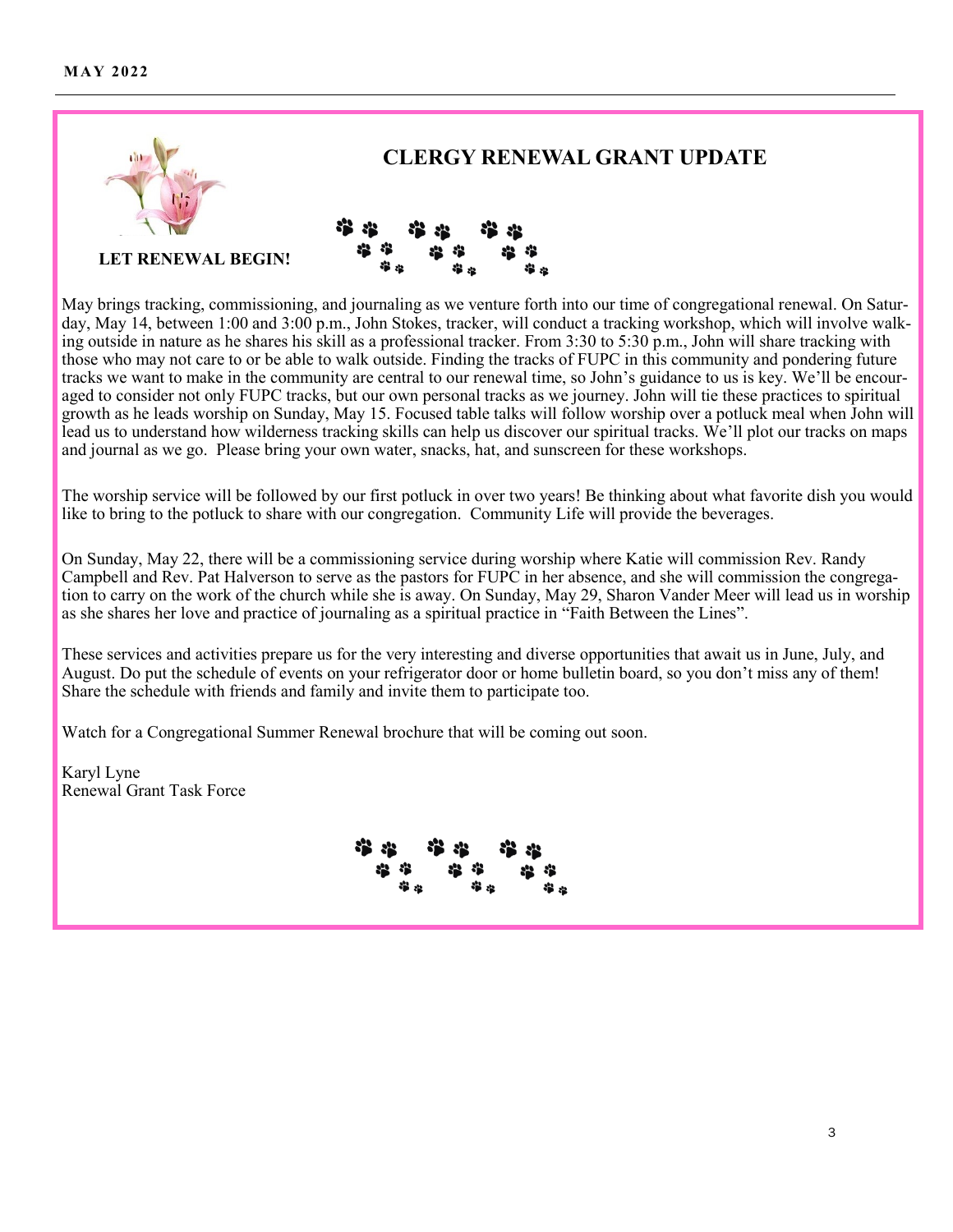# CLERGY RENEWAL GRANT UPDATE

**LET RENEWAL BEGIN!**

May brings tracking, commissioning, and journaling as we venture forth into our time of congregational renewal. On Saturday, May 14, between 1:00 and 3:00 p.m., John Stokes, tracker, will conduct a tracking workshop, which will involve walking outside in nature as he shares his skill as a professional tracker. From 3:30 to 5:30 p.m., John will share tracking with those who may not care to or be able to walk outside. Finding the tracks of FUPC in this community and pondering future tracks we want to make in the community are central to our renewal time, so John's guidance to us is key. We'll be encouraged to consider not only FUPC tracks, but our own personal tracks as we journey. John will tie these practices to spiritual growth as he leads worship on Sunday, May 15. Focused table talks will follow worship over a potluck meal when John will lead us to understand how wilderness tracking skills can help us discover our spiritual tracks. We'll plot our tracks on maps and journal as we go. Please bring your own water, snacks, hat, and sunscreen for these workshops.

The worship service will be followed by our first potluck in over two years! Be thinking about what favorite dish you would like to bring to the potluck to share with our congregation. Community Life will provide the beverages.

On Sunday, May 22, there will be a commissioning service during worship where Katie will commission Rev. Randy Campbell and Rev. Pat Halverson to serve as the pastors for FUPC in her absence, and she will commission the congregation to carry on the work of the church while she is away. On Sunday, May 29, Sharon Vander Meer will lead us in worship as she shares her love and practice of journaling as a spiritual practice in "Faith Between the Lines".

These services and activities prepare us for the very interesting and diverse opportunities that await us in June, July, and August. Do put the schedule of events on your refrigerator door or home bulletin board, so you don't miss any of them! Share the schedule with friends and family and invite them to participate too.

Watch for a Congregational Summer Renewal brochure that will be coming out soon.

Karyl Lyne
Renewal Grant Task Force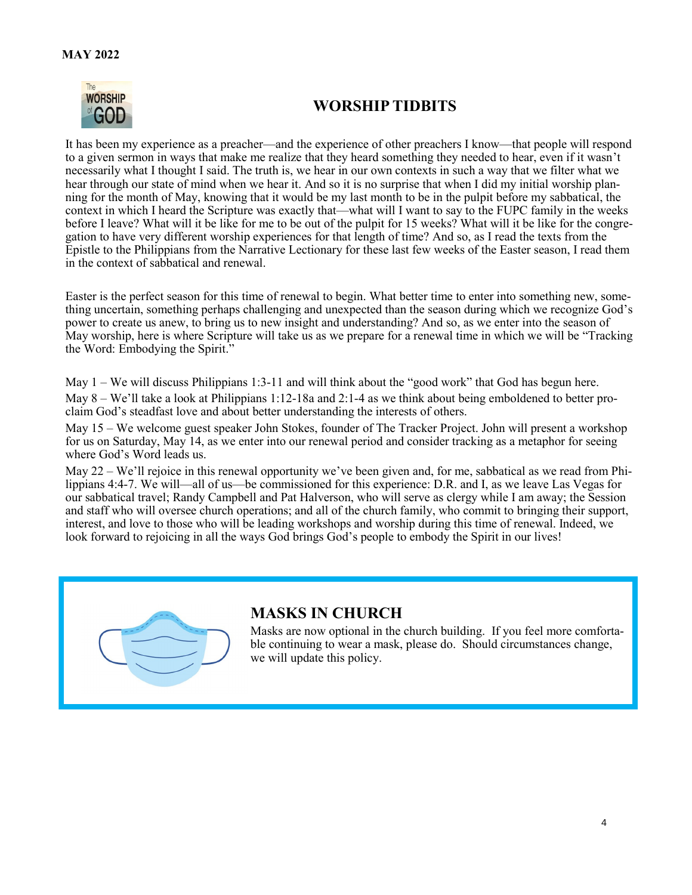**MAY 2022**

## WORSHIP TIDBITS

It has been my experience as a preacher—and the experience of other preachers I know—that people will respond to a given sermon in ways that make me realize that they heard something they needed to hear, even if it wasn't necessarily what I thought I said. The truth is, we hear in our own contexts in such a way that we filter what we hear through our state of mind when we hear it. And so it is no surprise that when I did my initial worship planning for the month of May, knowing that it would be my last month to be in the pulpit before my sabbatical, the context in which I heard the Scripture was exactly that—what will I want to say to the FUPC family in the weeks before I leave? What will it be like for me to be out of the pulpit for 15 weeks? What will it be like for the congregation to have very different worship experiences for that length of time? And so, as I read the texts from the Epistle to the Philippians from the Narrative Lectionary for these last few weeks of the Easter season, I read them in the context of sabbatical and renewal.

Easter is the perfect season for this time of renewal to begin. What better time to enter into something new, something uncertain, something perhaps challenging and unexpected than the season during which we recognize God's power to create us anew, to bring us to new insight and understanding? And so, as we enter into the season of May worship, here is where Scripture will take us as we prepare for a renewal time in which we will be "Tracking the Word: Embodying the Spirit."

May 1 – We will discuss Philippians 1:3-11 and will think about the "good work" that God has begun here.

May 8 – We'll take a look at Philippians 1:12-18a and 2:1-4 as we think about being emboldened to better proclaim God's steadfast love and about better understanding the interests of others.

May 15 – We welcome guest speaker John Stokes, founder of The Tracker Project. John will present a workshop for us on Saturday, May 14, as we enter into our renewal period and consider tracking as a metaphor for seeing where God's Word leads us.

May 22 – We'll rejoice in this renewal opportunity we've been given and, for me, sabbatical as we read from Philippians 4:4-7. We will—all of us—be commissioned for this experience: D.R. and I, as we leave Las Vegas for our sabbatical travel; Randy Campbell and Pat Halverson, who will serve as clergy while I am away; the Session and staff who will oversee church operations; and all of the church family, who commit to bringing their support, interest, and love to those who will be leading workshops and worship during this time of renewal. Indeed, we look forward to rejoicing in all the ways God brings God's people to embody the Spirit in our lives!

## MASKS IN CHURCH

Masks are now optional in the church building. If you feel more comfortable continuing to wear a mask, please do. Should circumstances change, we will update this policy.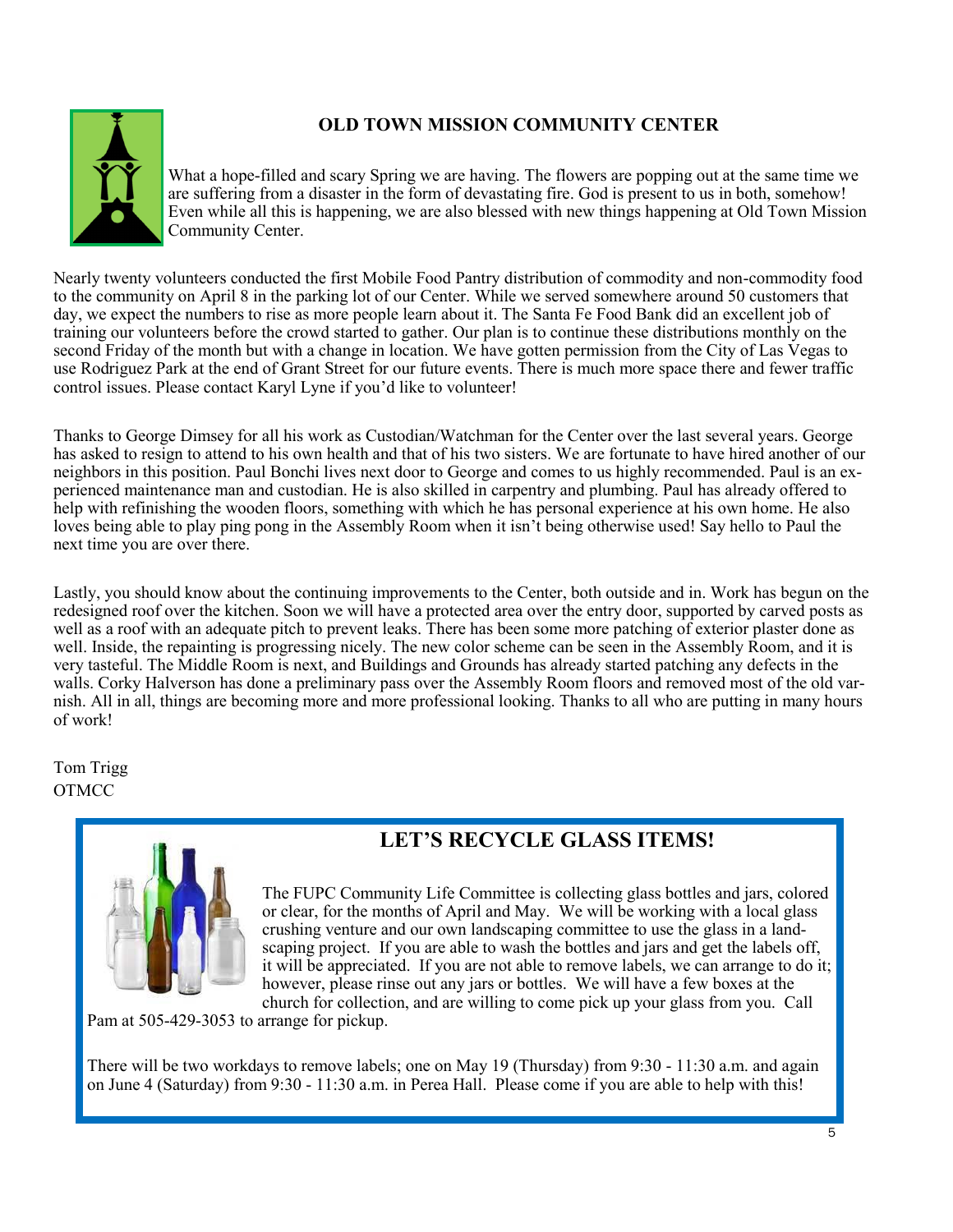## OLD TOWN MISSION COMMUNITY CENTER

What a hope-filled and scary Spring we are having. The flowers are popping out at the same time we are suffering from a disaster in the form of devastating fire. God is present to us in both, somehow! Even while all this is happening, we are also blessed with new things happening at Old Town Mission Community Center.

Nearly twenty volunteers conducted the first Mobile Food Pantry distribution of commodity and non-commodity food to the community on April 8 in the parking lot of our Center. While we served somewhere around 50 customers that day, we expect the numbers to rise as more people learn about it. The Santa Fe Food Bank did an excellent job of training our volunteers before the crowd started to gather. Our plan is to continue these distributions monthly on the second Friday of the month but with a change in location. We have gotten permission from the City of Las Vegas to use Rodriguez Park at the end of Grant Street for our future events. There is much more space there and fewer traffic control issues. Please contact Karyl Lyne if you'd like to volunteer!

Thanks to George Dimsey for all his work as Custodian/Watchman for the Center over the last several years. George has asked to resign to attend to his own health and that of his two sisters. We are fortunate to have hired another of our neighbors in this position. Paul Bonchi lives next door to George and comes to us highly recommended. Paul is an experienced maintenance man and custodian. He is also skilled in carpentry and plumbing. Paul has already offered to help with refinishing the wooden floors, something with which he has personal experience at his own home. He also loves being able to play ping pong in the Assembly Room when it isn't being otherwise used! Say hello to Paul the next time you are over there.

Lastly, you should know about the continuing improvements to the Center, both outside and in. Work has begun on the redesigned roof over the kitchen. Soon we will have a protected area over the entry door, supported by carved posts as well as a roof with an adequate pitch to prevent leaks. There has been some more patching of exterior plaster done as well. Inside, the repainting is progressing nicely. The new color scheme can be seen in the Assembly Room, and it is very tasteful. The Middle Room is next, and Buildings and Grounds has already started patching any defects in the walls. Corky Halverson has done a preliminary pass over the Assembly Room floors and removed most of the old varnish. All in all, things are becoming more and more professional looking. Thanks to all who are putting in many hours of work!

Tom Trigg
OTMCC

## LET'S RECYCLE GLASS ITEMS!

The FUPC Community Life Committee is collecting glass bottles and jars, colored or clear, for the months of April and May. We will be working with a local glass crushing venture and our own landscaping committee to use the glass in a landscaping project. If you are able to wash the bottles and jars and get the labels off, it will be appreciated. If you are not able to remove labels, we can arrange to do it; however, please rinse out any jars or bottles. We will have a few boxes at the church for collection, and are willing to come pick up your glass from you. Call Pam at 505-429-3053 to arrange for pickup.

There will be two workdays to remove labels; one on May 19 (Thursday) from 9:30 - 11:30 a.m. and again on June 4 (Saturday) from 9:30 - 11:30 a.m. in Perea Hall. Please come if you are able to help with this!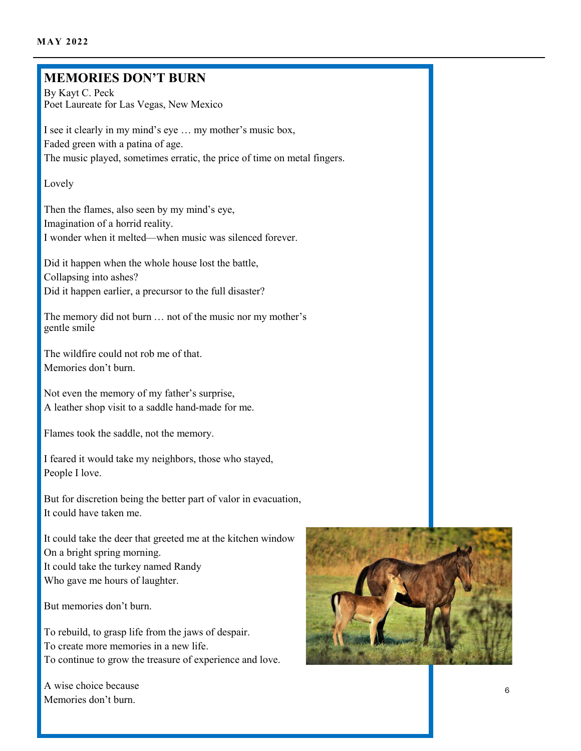# MEMORIES DON'T BURN

By Kayt C. Peck
Poet Laureate for Las Vegas, New Mexico

I see it clearly in my mind's eye … my mother's music box,
Faded green with a patina of age.
The music played, sometimes erratic, the price of time on metal fingers.

Lovely

Then the flames, also seen by my mind's eye,
Imagination of a horrid reality.
I wonder when it melted—when music was silenced forever.

Did it happen when the whole house lost the battle,
Collapsing into ashes?
Did it happen earlier, a precursor to the full disaster?

The memory did not burn … not of the music nor my mother's gentle smile

The wildfire could not rob me of that.
Memories don't burn.

Not even the memory of my father's surprise,
A leather shop visit to a saddle hand-made for me.

Flames took the saddle, not the memory.

I feared it would take my neighbors, those who stayed,
People I love.

But for discretion being the better part of valor in evacuation,
It could have taken me.

It could take the deer that greeted me at the kitchen window
On a bright spring morning.
It could take the turkey named Randy
Who gave me hours of laughter.

But memories don't burn.

To rebuild, to grasp life from the jaws of despair.
To create more memories in a new life.
To continue to grow the treasure of experience and love.

A wise choice because
Memories don't burn.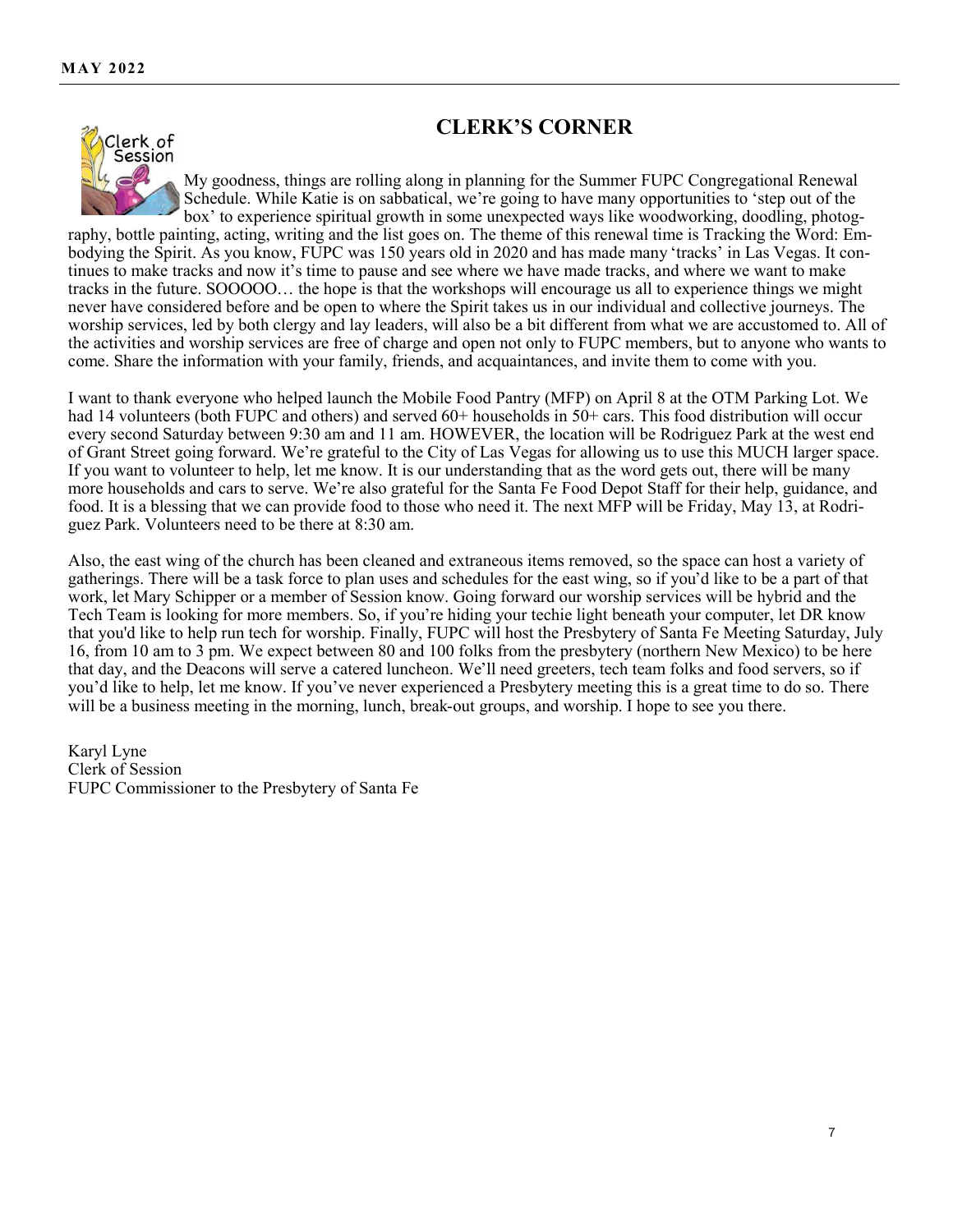## CLERK'S CORNER

My goodness, things are rolling along in planning for the Summer FUPC Congregational Renewal Schedule. While Katie is on sabbatical, we're going to have many opportunities to 'step out of the box' to experience spiritual growth in some unexpected ways like woodworking, doodling, photography, bottle painting, acting, writing and the list goes on. The theme of this renewal time is Tracking the Word: Embodying the Spirit. As you know, FUPC was 150 years old in 2020 and has made many 'tracks' in Las Vegas. It continues to make tracks and now it's time to pause and see where we have made tracks, and where we want to make tracks in the future. SOOOOO… the hope is that the workshops will encourage us all to experience things we might never have considered before and be open to where the Spirit takes us in our individual and collective journeys. The worship services, led by both clergy and lay leaders, will also be a bit different from what we are accustomed to. All of the activities and worship services are free of charge and open not only to FUPC members, but to anyone who wants to come. Share the information with your family, friends, and acquaintances, and invite them to come with you.

I want to thank everyone who helped launch the Mobile Food Pantry (MFP) on April 8 at the OTM Parking Lot. We had 14 volunteers (both FUPC and others) and served 60+ households in 50+ cars. This food distribution will occur every second Saturday between 9:30 am and 11 am. HOWEVER, the location will be Rodriguez Park at the west end of Grant Street going forward. We're grateful to the City of Las Vegas for allowing us to use this MUCH larger space. If you want to volunteer to help, let me know. It is our understanding that as the word gets out, there will be many more households and cars to serve. We're also grateful for the Santa Fe Food Depot Staff for their help, guidance, and food. It is a blessing that we can provide food to those who need it. The next MFP will be Friday, May 13, at Rodriguez Park. Volunteers need to be there at 8:30 am.

Also, the east wing of the church has been cleaned and extraneous items removed, so the space can host a variety of gatherings. There will be a task force to plan uses and schedules for the east wing, so if you'd like to be a part of that work, let Mary Schipper or a member of Session know. Going forward our worship services will be hybrid and the Tech Team is looking for more members. So, if you're hiding your techie light beneath your computer, let DR know that you'd like to help run tech for worship. Finally, FUPC will host the Presbytery of Santa Fe Meeting Saturday, July 16, from 10 am to 3 pm. We expect between 80 and 100 folks from the presbytery (northern New Mexico) to be here that day, and the Deacons will serve a catered luncheon. We'll need greeters, tech team folks and food servers, so if you'd like to help, let me know. If you've never experienced a Presbytery meeting this is a great time to do so. There will be a business meeting in the morning, lunch, break-out groups, and worship. I hope to see you there.

Karyl Lyne  
Clerk of Session  
FUPC Commissioner to the Presbytery of Santa Fe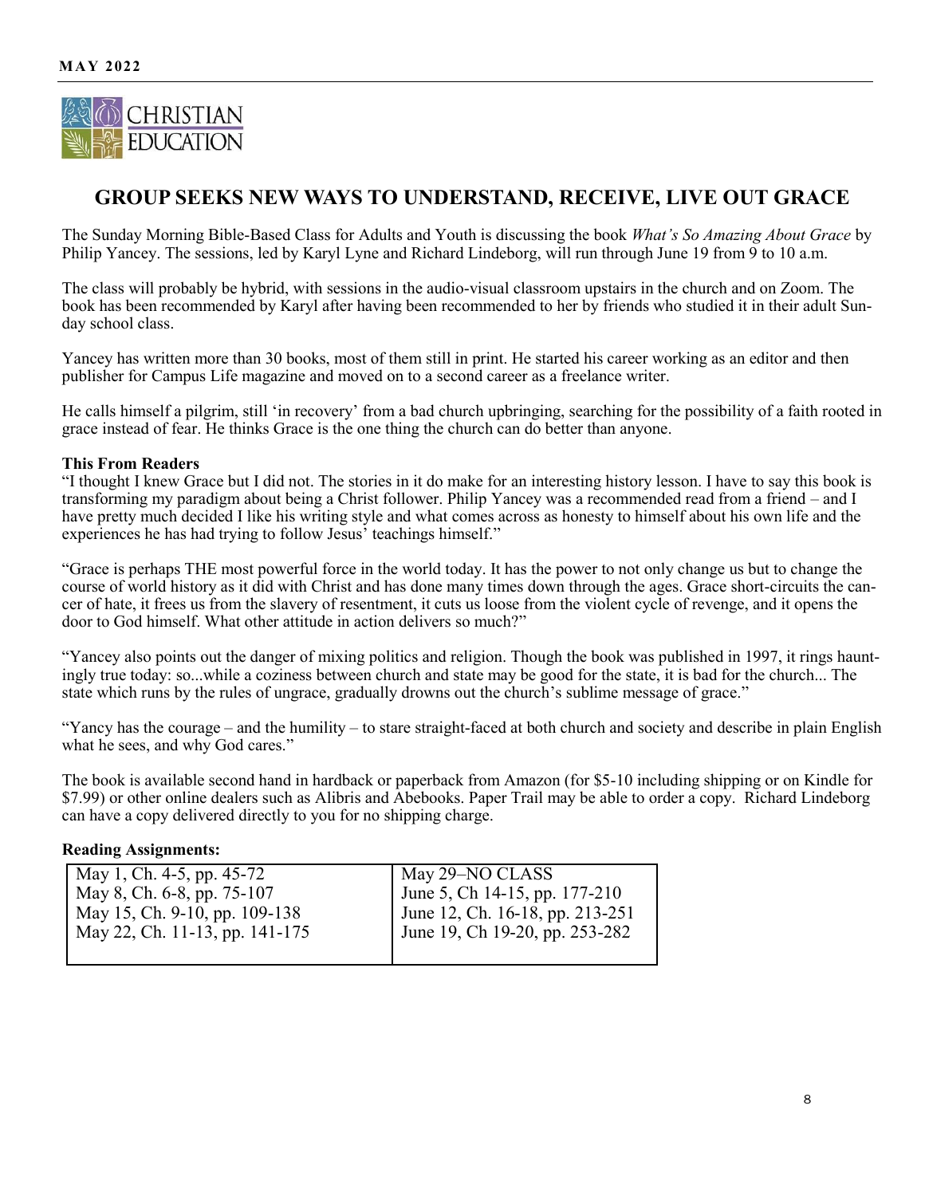**CHRISTIAN EDUCATION**

# GROUP SEEKS NEW WAYS TO UNDERSTAND, RECEIVE, LIVE OUT GRACE

The Sunday Morning Bible-Based Class for Adults and Youth is discussing the book *What's So Amazing About Grace* by Philip Yancey. The sessions, led by Karyl Lyne and Richard Lindeborg, will run through June 19 from 9 to 10 a.m.

The class will probably be hybrid, with sessions in the audio-visual classroom upstairs in the church and on Zoom. The book has been recommended by Karyl after having been recommended to her by friends who studied it in their adult Sunday school class.

Yancey has written more than 30 books, most of them still in print. He started his career working as an editor and then publisher for Campus Life magazine and moved on to a second career as a freelance writer.

He calls himself a pilgrim, still 'in recovery' from a bad church upbringing, searching for the possibility of a faith rooted in grace instead of fear. He thinks Grace is the one thing the church can do better than anyone.

**This From Readers**

"I thought I knew Grace but I did not. The stories in it do make for an interesting history lesson. I have to say this book is transforming my paradigm about being a Christ follower. Philip Yancey was a recommended read from a friend – and I have pretty much decided I like his writing style and what comes across as honesty to himself about his own life and the experiences he has had trying to follow Jesus' teachings himself."

"Grace is perhaps THE most powerful force in the world today. It has the power to not only change us but to change the course of world history as it did with Christ and has done many times down through the ages. Grace short-circuits the cancer of hate, it frees us from the slavery of resentment, it cuts us loose from the violent cycle of revenge, and it opens the door to God himself. What other attitude in action delivers so much?"

"Yancey also points out the danger of mixing politics and religion. Though the book was published in 1997, it rings hauntingly true today: so...while a coziness between church and state may be good for the state, it is bad for the church... The state which runs by the rules of ungrace, gradually drowns out the church's sublime message of grace."

"Yancy has the courage – and the humility – to stare straight-faced at both church and society and describe in plain English what he sees, and why God cares."

The book is available second hand in hardback or paperback from Amazon (for $5-10 including shipping or on Kindle for $7.99) or other online dealers such as Alibris and Abebooks. Paper Trail may be able to order a copy. Richard Lindeborg can have a copy delivered directly to you for no shipping charge.

**Reading Assignments:**

| | |
|---|---|
| May 1, Ch. 4-5, pp. 45-72 | May 29–NO CLASS |
| May 8, Ch. 6-8, pp. 75-107 | June 5, Ch 14-15, pp. 177-210 |
| May 15, Ch. 9-10, pp. 109-138 | June 12, Ch. 16-18, pp. 213-251 |
| May 22, Ch. 11-13, pp. 141-175 | June 19, Ch 19-20, pp. 253-282 |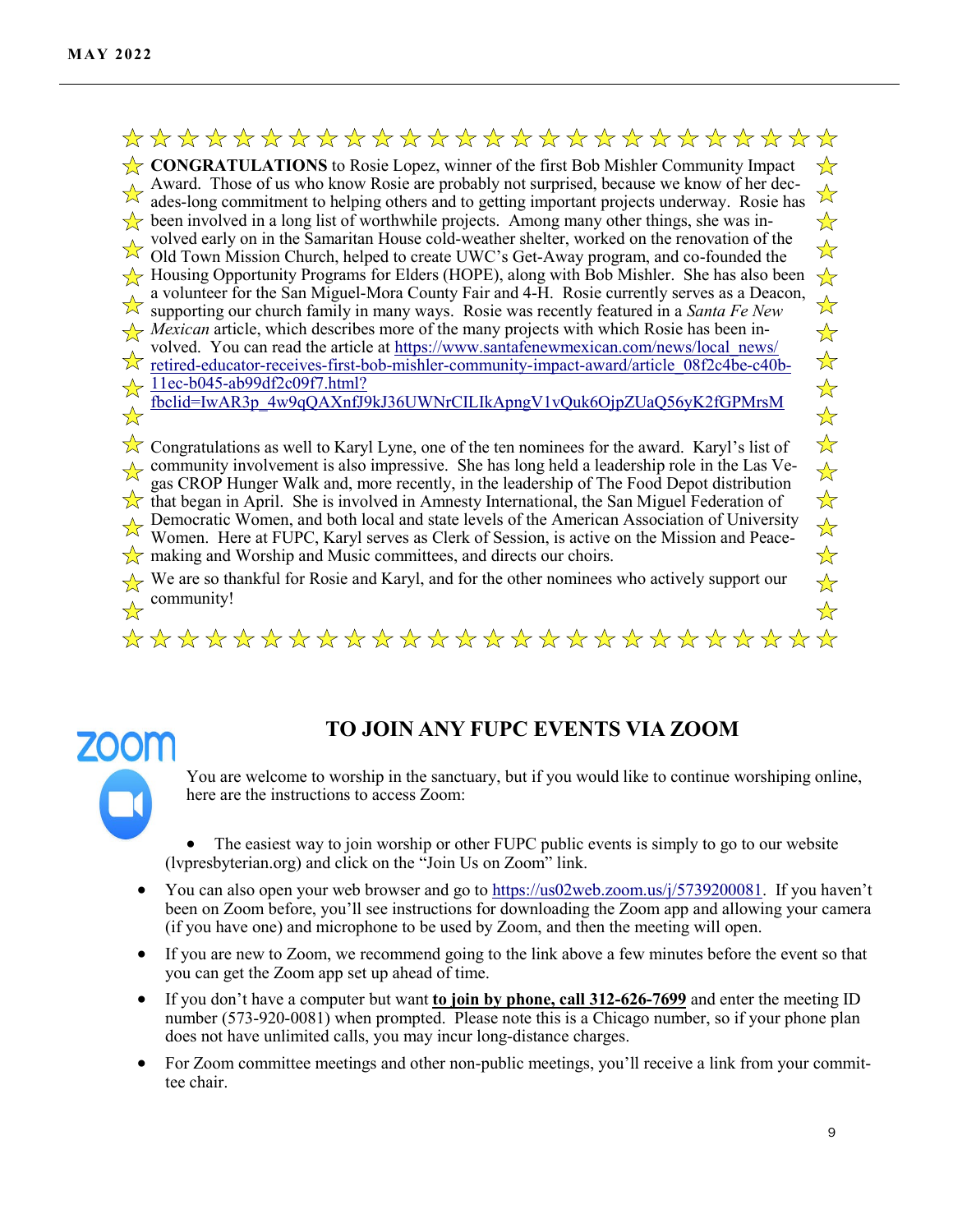**CONGRATULATIONS** to Rosie Lopez, winner of the first Bob Mishler Community Impact Award. Those of us who know Rosie are probably not surprised, because we know of her decades-long commitment to helping others and to getting important projects underway. Rosie has been involved in a long list of worthwhile projects. Among many other things, she was involved early on in the Samaritan House cold-weather shelter, worked on the renovation of the Old Town Mission Church, helped to create UWC's Get-Away program, and co-founded the Housing Opportunity Programs for Elders (HOPE), along with Bob Mishler. She has also been a volunteer for the San Miguel-Mora County Fair and 4-H. Rosie currently serves as a Deacon, supporting our church family in many ways. Rosie was recently featured in a *Santa Fe New Mexican* article, which describes more of the many projects with which Rosie has been involved. You can read the article at https://www.santafenewmexican.com/news/local_news/retired-educator-receives-first-bob-mishler-community-impact-award/article_08f2c4be-c40b-11ec-b045-ab99df2c09f7.html?fbclid=IwAR3p_4w9qQAXnfJ9kJ36UWNrCILIkApngV1vQuk6OjpZUaQ56yK2fGPMrsM

Congratulations as well to Karyl Lyne, one of the ten nominees for the award. Karyl's list of community involvement is also impressive. She has long held a leadership role in the Las Vegas CROP Hunger Walk and, more recently, in the leadership of The Food Depot distribution that began in April. She is involved in Amnesty International, the San Miguel Federation of Democratic Women, and both local and state levels of the American Association of University Women. Here at FUPC, Karyl serves as Clerk of Session, is active on the Mission and Peacemaking and Worship and Music committees, and directs our choirs.

We are so thankful for Rosie and Karyl, and for the other nominees who actively support our community!

## TO JOIN ANY FUPC EVENTS VIA ZOOM

You are welcome to worship in the sanctuary, but if you would like to continue worshiping online, here are the instructions to access Zoom:

- The easiest way to join worship or other FUPC public events is simply to go to our website (lvpresbyterian.org) and click on the "Join Us on Zoom" link.
- You can also open your web browser and go to https://us02web.zoom.us/j/5739200081. If you haven't been on Zoom before, you'll see instructions for downloading the Zoom app and allowing your camera (if you have one) and microphone to be used by Zoom, and then the meeting will open.
- If you are new to Zoom, we recommend going to the link above a few minutes before the event so that you can get the Zoom app set up ahead of time.
- If you don't have a computer but want **to join by phone, call 312-626-7699** and enter the meeting ID number (573-920-0081) when prompted. Please note this is a Chicago number, so if your phone plan does not have unlimited calls, you may incur long-distance charges.
- For Zoom committee meetings and other non-public meetings, you'll receive a link from your committee chair.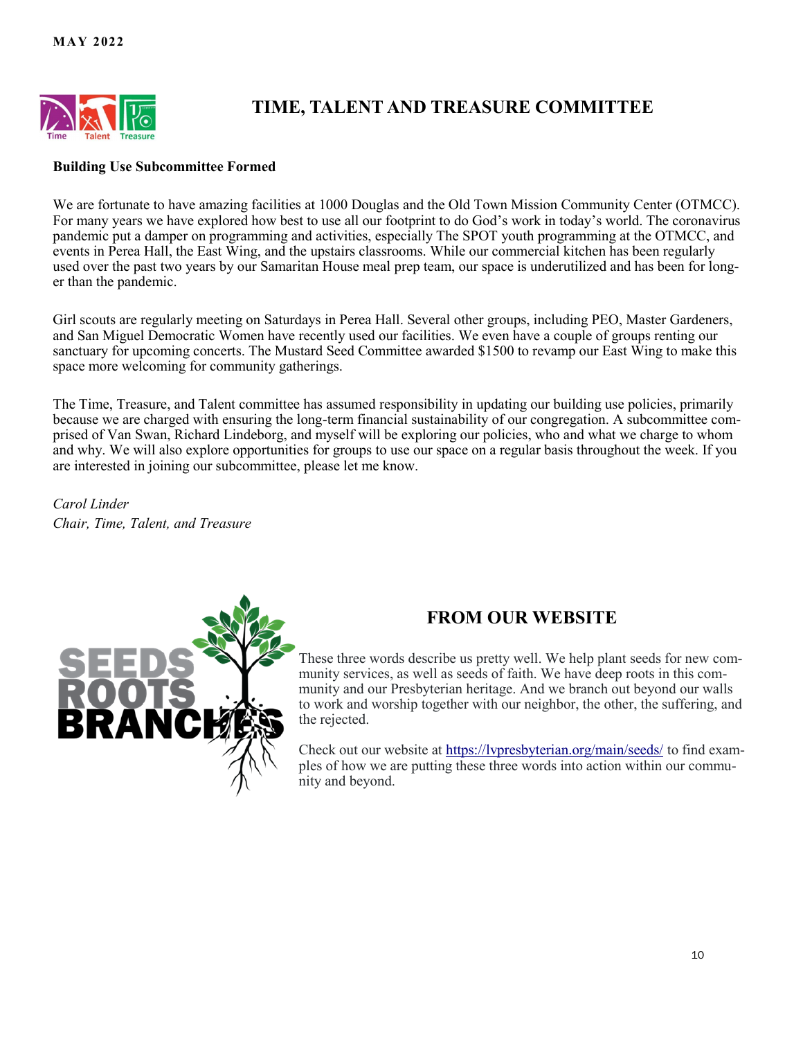## TIME, TALENT AND TREASURE COMMITTEE

**Building Use Subcommittee Formed**

We are fortunate to have amazing facilities at 1000 Douglas and the Old Town Mission Community Center (OTMCC). For many years we have explored how best to use all our footprint to do God's work in today's world. The coronavirus pandemic put a damper on programming and activities, especially The SPOT youth programming at the OTMCC, and events in Perea Hall, the East Wing, and the upstairs classrooms. While our commercial kitchen has been regularly used over the past two years by our Samaritan House meal prep team, our space is underutilized and has been for longer than the pandemic.

Girl scouts are regularly meeting on Saturdays in Perea Hall. Several other groups, including PEO, Master Gardeners, and San Miguel Democratic Women have recently used our facilities. We even have a couple of groups renting our sanctuary for upcoming concerts. The Mustard Seed Committee awarded $1500 to revamp our East Wing to make this space more welcoming for community gatherings.

The Time, Treasure, and Talent committee has assumed responsibility in updating our building use policies, primarily because we are charged with ensuring the long-term financial sustainability of our congregation. A subcommittee comprised of Van Swan, Richard Lindeborg, and myself will be exploring our policies, who and what we charge to whom and why. We will also explore opportunities for groups to use our space on a regular basis throughout the week. If you are interested in joining our subcommittee, please let me know.

*Carol Linder*
*Chair, Time, Talent, and Treasure*

## FROM OUR WEBSITE

These three words describe us pretty well. We help plant seeds for new community services, as well as seeds of faith. We have deep roots in this community and our Presbyterian heritage. And we branch out beyond our walls to work and worship together with our neighbor, the other, the suffering, and the rejected.

Check out our website at https://lvpresbyterian.org/main/seeds/ to find examples of how we are putting these three words into action within our community and beyond.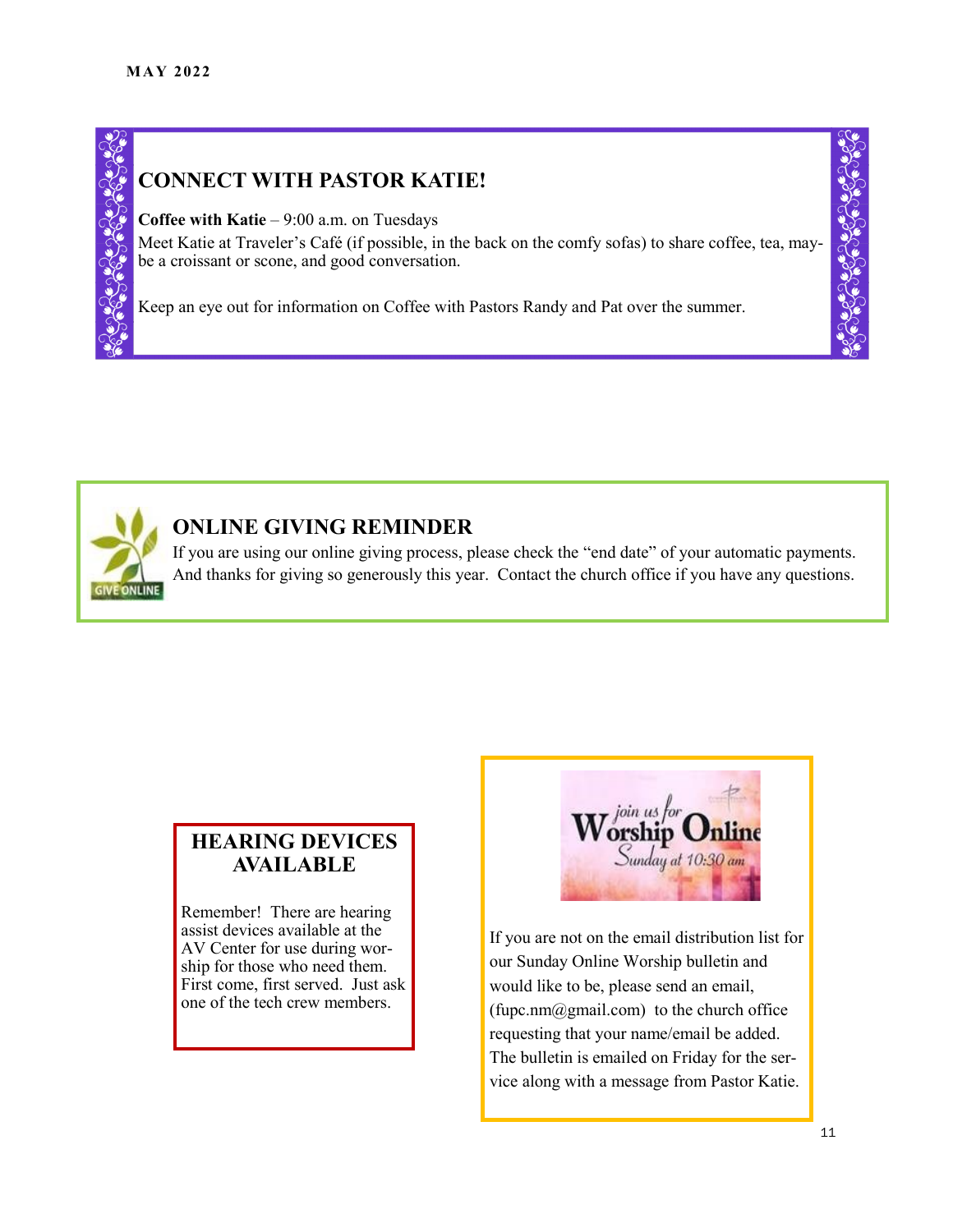## CONNECT WITH PASTOR KATIE!

**Coffee with Katie** – 9:00 a.m. on Tuesdays

Meet Katie at Traveler's Café (if possible, in the back on the comfy sofas) to share coffee, tea, maybe a croissant or scone, and good conversation.

Keep an eye out for information on Coffee with Pastors Randy and Pat over the summer.

## ONLINE GIVING REMINDER

If you are using our online giving process, please check the "end date" of your automatic payments. And thanks for giving so generously this year. Contact the church office if you have any questions.

## HEARING DEVICES AVAILABLE

Remember! There are hearing assist devices available at the AV Center for use during worship for those who need them. First come, first served. Just ask one of the tech crew members.

join us for Worship Online Sunday at 10:30 am

If you are not on the email distribution list for our Sunday Online Worship bulletin and would like to be, please send an email, (fupc.nm@gmail.com) to the church office requesting that your name/email be added. The bulletin is emailed on Friday for the service along with a message from Pastor Katie.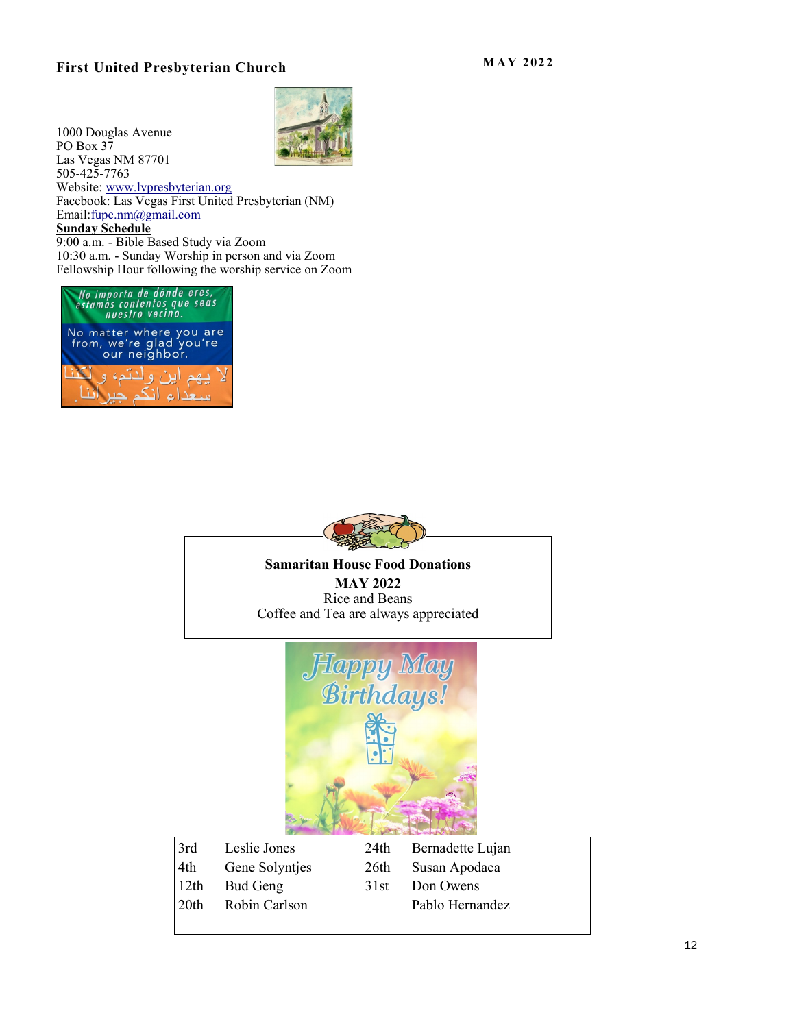**First United Presbyterian Church**

**MAY 2022**

1000 Douglas Avenue
PO Box 37
Las Vegas NM 87701
505-425-7763
Website: www.lvpresbyterian.org
Facebook: Las Vegas First United Presbyterian (NM)
Email:fupc.nm@gmail.com

**Sunday Schedule**

9:00 a.m. - Bible Based Study via Zoom
10:30 a.m. - Sunday Worship in person and via Zoom
Fellowship Hour following the worship service on Zoom

No importa de dónde eres, estamos contentos que seas nuestro vecino.

No matter where you are from, we're glad you're our neighbor.

لا يهم اين ولدتم، ولكننا سعداء انكم جيراننا.

**Samaritan House Food Donations**

**MAY 2022**

Rice and Beans

Coffee and Tea are always appreciated

Happy May Birthdays!

| | | | |
|---|---|---|---|
| 3rd | Leslie Jones | 24th | Bernadette Lujan |
| 4th | Gene Solyntjes | 26th | Susan Apodaca |
| 12th | Bud Geng | 31st | Don Owens |
| 20th | Robin Carlson | | Pablo Hernandez |